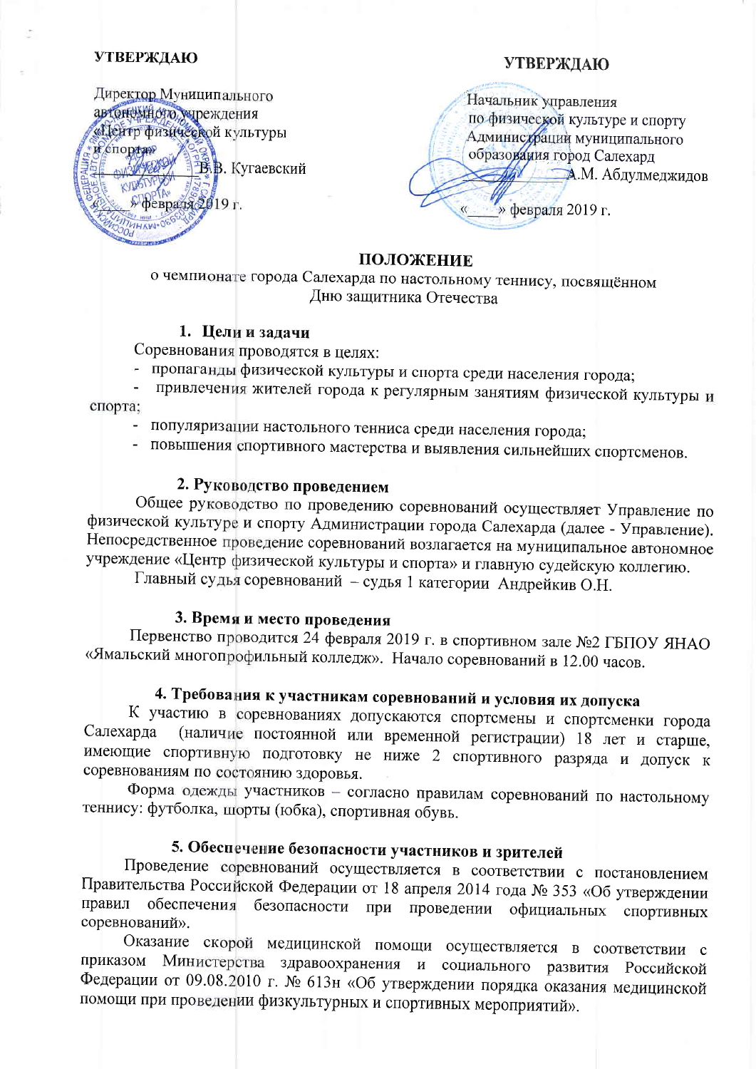**УТВЕРЖДАЮ**

Директор Муниципального автономного учреждения «Центр физической культуры и спорта»

__________ В.В. Кугаевский

«____» февраля 2019 г.

**УТВЕРЖДАЮ**

Начальник управления по физической культуре и спорту Администрации муниципального образования город Салехард

__________ А.М. Абдулмеджидов

«____» февраля 2019 г.

# ПОЛОЖЕНИЕ

о чемпионате города Салехарда по настольному теннису, посвящённом Дню защитника Отечества

## 1. Цели и задачи

Соревнования проводятся в целях:

- пропаганды физической культуры и спорта среди населения города;
- привлечения жителей города к регулярным занятиям физической культуры и спорта;
- популяризации настольного тенниса среди населения города;
- повышения спортивного мастерства и выявления сильнейших спортсменов.

## 2. Руководство проведением

Общее руководство по проведению соревнований осуществляет Управление по физической культуре и спорту Администрации города Салехарда (далее - Управление). Непосредственное проведение соревнований возлагается на муниципальное автономное учреждение «Центр физической культуры и спорта» и главную судейскую коллегию.

Главный судья соревнований – судья 1 категории Андрейкив О.Н.

## 3. Время и место проведения

Первенство проводится 24 февраля 2019 г. в спортивном зале №2 ГБПОУ ЯНАО «Ямальский многопрофильный колледж». Начало соревнований в 12.00 часов.

## 4. Требования к участникам соревнований и условия их допуска

К участию в соревнованиях допускаются спортсмены и спортсменки города Салехарда (наличие постоянной или временной регистрации) 18 лет и старше, имеющие спортивную подготовку не ниже 2 спортивного разряда и допуск к соревнованиям по состоянию здоровья.

Форма одежды участников – согласно правилам соревнований по настольному теннису: футболка, шорты (юбка), спортивная обувь.

## 5. Обеспечение безопасности участников и зрителей

Проведение соревнований осуществляется в соответствии с постановлением Правительства Российской Федерации от 18 апреля 2014 года № 353 «Об утверждении правил обеспечения безопасности при проведении официальных спортивных соревнований».

Оказание скорой медицинской помощи осуществляется в соответствии с приказом Министерства здравоохранения и социального развития Российской Федерации от 09.08.2010 г. № 613н «Об утверждении порядка оказания медицинской помощи при проведении физкультурных и спортивных мероприятий».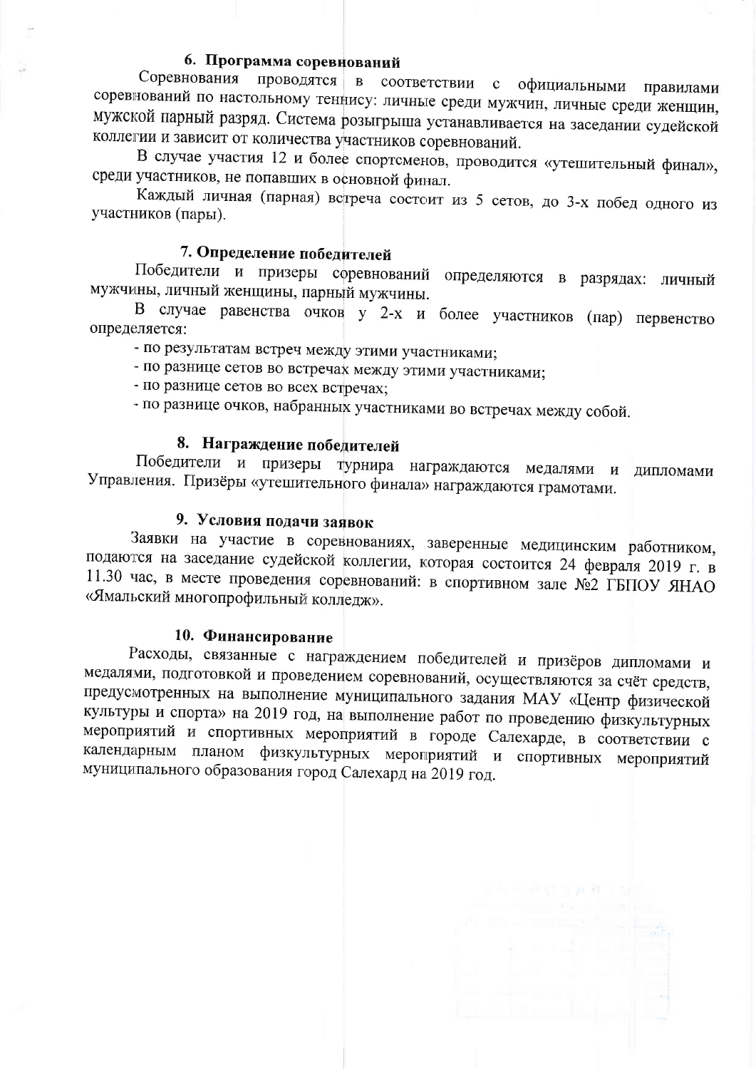### 6. Программа соревнований

Соревнования проводятся в соответствии с официальными правилами соревнований по настольному теннису: личные среди мужчин, личные среди женщин, мужской парный разряд. Система розыгрыша устанавливается на заседании судейской коллегии и зависит от количества участников соревнований.

В случае участия 12 и более спортсменов, проводится «утешительный финал», среди участников, не попавших в основной финал.

Каждый личная (парная) встреча состоит из 5 сетов, до 3-х побед одного из участников (пары).

### 7. Определение победителей

Победители и призеры соревнований определяются в разрядах: личный мужчины, личный женщины, парный мужчины.

В случае равенства очков у 2-х и более участников (пар) первенство определяется:

- по результатам встреч между этими участниками;
- по разнице сетов во встречах между этими участниками;
- по разнице сетов во всех встречах;
- по разнице очков, набранных участниками во встречах между собой.

### 8. Награждение победителей

Победители и призеры турнира награждаются медалями и дипломами Управления. Призёры «утешительного финала» награждаются грамотами.

### 9. Условия подачи заявок

Заявки на участие в соревнованиях, заверенные медицинским работником, подаются на заседание судейской коллегии, которая состоится 24 февраля 2019 г. в 11.30 час, в месте проведения соревнований: в спортивном зале №2 ГБПОУ ЯНАО «Ямальский многопрофильный колледж».

### 10. Финансирование

Расходы, связанные с награждением победителей и призёров дипломами и медалями, подготовкой и проведением соревнований, осуществляются за счёт средств, предусмотренных на выполнение муниципального задания МАУ «Центр физической культуры и спорта» на 2019 год, на выполнение работ по проведению физкультурных мероприятий и спортивных мероприятий в городе Салехарде, в соответствии с календарным планом физкультурных мероприятий и спортивных мероприятий муниципального образования город Салехард на 2019 год.